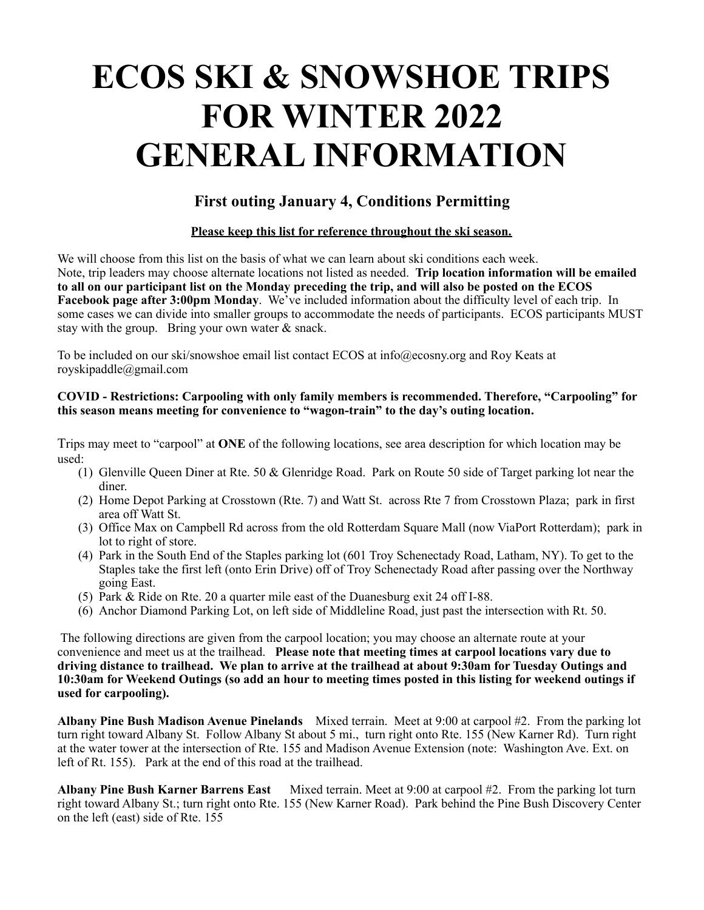# ECOS SKI & SNOWSHOE TRIPS FOR WINTER 2022 GENERAL INFORMATION

### First outing January 4, Conditions Permitting

**Please keep this list for reference throughout the ski season.**

We will choose from this list on the basis of what we can learn about ski conditions each week.
Note, trip leaders may choose alternate locations not listed as needed. **Trip location information will be emailed to all on our participant list on the Monday preceding the trip, and will also be posted on the ECOS Facebook page after 3:00pm Monday**. We've included information about the difficulty level of each trip. In some cases we can divide into smaller groups to accommodate the needs of participants. ECOS participants MUST stay with the group. Bring your own water & snack.

To be included on our ski/snowshoe email list contact ECOS at info@ecosny.org and Roy Keats at royskipaddle@gmail.com

**COVID - Restrictions: Carpooling with only family members is recommended. Therefore, "Carpooling" for this season means meeting for convenience to "wagon-train" to the day's outing location.**

Trips may meet to "carpool" at **ONE** of the following locations, see area description for which location may be used:

1. Glenville Queen Diner at Rte. 50 & Glenridge Road. Park on Route 50 side of Target parking lot near the diner.
2. Home Depot Parking at Crosstown (Rte. 7) and Watt St. across Rte 7 from Crosstown Plaza; park in first area off Watt St.
3. Office Max on Campbell Rd across from the old Rotterdam Square Mall (now ViaPort Rotterdam); park in lot to right of store.
4. Park in the South End of the Staples parking lot (601 Troy Schenectady Road, Latham, NY). To get to the Staples take the first left (onto Erin Drive) off of Troy Schenectady Road after passing over the Northway going East.
5. Park & Ride on Rte. 20 a quarter mile east of the Duanesburg exit 24 off I-88.
6. Anchor Diamond Parking Lot, on left side of Middleline Road, just past the intersection with Rt. 50.

The following directions are given from the carpool location; you may choose an alternate route at your convenience and meet us at the trailhead. **Please note that meeting times at carpool locations vary due to driving distance to trailhead. We plan to arrive at the trailhead at about 9:30am for Tuesday Outings and 10:30am for Weekend Outings (so add an hour to meeting times posted in this listing for weekend outings if used for carpooling).**

**Albany Pine Bush Madison Avenue Pinelands** Mixed terrain. Meet at 9:00 at carpool #2. From the parking lot turn right toward Albany St. Follow Albany St about 5 mi., turn right onto Rte. 155 (New Karner Rd). Turn right at the water tower at the intersection of Rte. 155 and Madison Avenue Extension (note: Washington Ave. Ext. on left of Rt. 155). Park at the end of this road at the trailhead.

**Albany Pine Bush Karner Barrens East** Mixed terrain. Meet at 9:00 at carpool #2. From the parking lot turn right toward Albany St.; turn right onto Rte. 155 (New Karner Road). Park behind the Pine Bush Discovery Center on the left (east) side of Rte. 155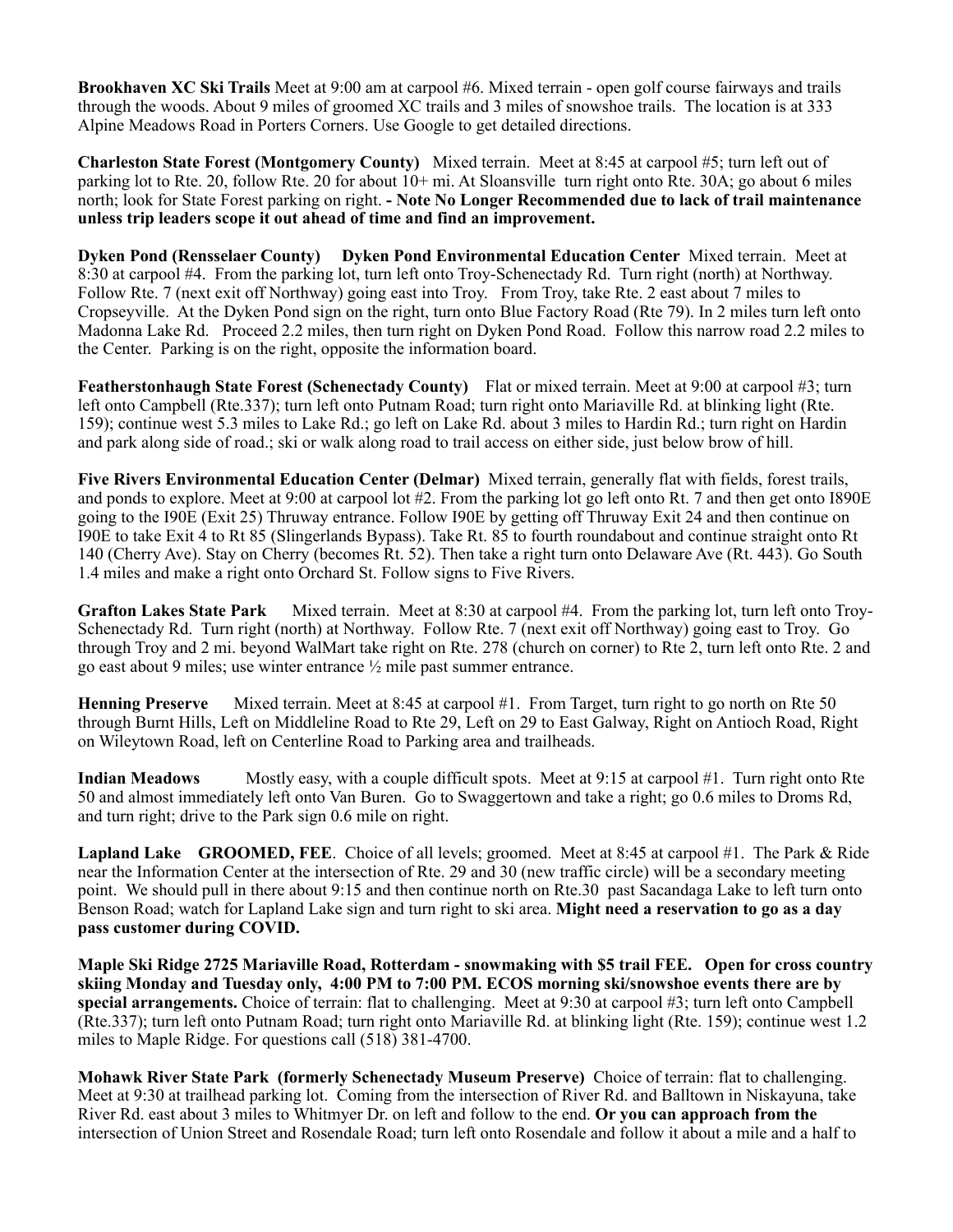**Brookhaven XC Ski Trails** Meet at 9:00 am at carpool #6. Mixed terrain - open golf course fairways and trails through the woods. About 9 miles of groomed XC trails and 3 miles of snowshoe trails. The location is at 333 Alpine Meadows Road in Porters Corners. Use Google to get detailed directions.

**Charleston State Forest (Montgomery County)** Mixed terrain. Meet at 8:45 at carpool #5; turn left out of parking lot to Rte. 20, follow Rte. 20 for about 10+ mi. At Sloansville turn right onto Rte. 30A; go about 6 miles north; look for State Forest parking on right. **- Note No Longer Recommended due to lack of trail maintenance unless trip leaders scope it out ahead of time and find an improvement.**

**Dyken Pond (Rensselaer County) Dyken Pond Environmental Education Center** Mixed terrain. Meet at 8:30 at carpool #4. From the parking lot, turn left onto Troy-Schenectady Rd. Turn right (north) at Northway. Follow Rte. 7 (next exit off Northway) going east into Troy. From Troy, take Rte. 2 east about 7 miles to Cropseyville. At the Dyken Pond sign on the right, turn onto Blue Factory Road (Rte 79). In 2 miles turn left onto Madonna Lake Rd. Proceed 2.2 miles, then turn right on Dyken Pond Road. Follow this narrow road 2.2 miles to the Center. Parking is on the right, opposite the information board.

**Featherstonhaugh State Forest (Schenectady County)** Flat or mixed terrain. Meet at 9:00 at carpool #3; turn left onto Campbell (Rte.337); turn left onto Putnam Road; turn right onto Mariaville Rd. at blinking light (Rte. 159); continue west 5.3 miles to Lake Rd.; go left on Lake Rd. about 3 miles to Hardin Rd.; turn right on Hardin and park along side of road.; ski or walk along road to trail access on either side, just below brow of hill.

**Five Rivers Environmental Education Center (Delmar)** Mixed terrain, generally flat with fields, forest trails, and ponds to explore. Meet at 9:00 at carpool lot #2. From the parking lot go left onto Rt. 7 and then get onto I890E going to the I90E (Exit 25) Thruway entrance. Follow I90E by getting off Thruway Exit 24 and then continue on I90E to take Exit 4 to Rt 85 (Slingerlands Bypass). Take Rt. 85 to fourth roundabout and continue straight onto Rt 140 (Cherry Ave). Stay on Cherry (becomes Rt. 52). Then take a right turn onto Delaware Ave (Rt. 443). Go South 1.4 miles and make a right onto Orchard St. Follow signs to Five Rivers.

**Grafton Lakes State Park** Mixed terrain. Meet at 8:30 at carpool #4. From the parking lot, turn left onto Troy-Schenectady Rd. Turn right (north) at Northway. Follow Rte. 7 (next exit off Northway) going east to Troy. Go through Troy and 2 mi. beyond WalMart take right on Rte. 278 (church on corner) to Rte 2, turn left onto Rte. 2 and go east about 9 miles; use winter entrance ½ mile past summer entrance.

**Henning Preserve** Mixed terrain. Meet at 8:45 at carpool #1. From Target, turn right to go north on Rte 50 through Burnt Hills, Left on Middleline Road to Rte 29, Left on 29 to East Galway, Right on Antioch Road, Right on Wileytown Road, left on Centerline Road to Parking area and trailheads.

**Indian Meadows** Mostly easy, with a couple difficult spots. Meet at 9:15 at carpool #1. Turn right onto Rte 50 and almost immediately left onto Van Buren. Go to Swaggertown and take a right; go 0.6 miles to Droms Rd, and turn right; drive to the Park sign 0.6 mile on right.

**Lapland Lake GROOMED, FEE**. Choice of all levels; groomed. Meet at 8:45 at carpool #1. The Park & Ride near the Information Center at the intersection of Rte. 29 and 30 (new traffic circle) will be a secondary meeting point. We should pull in there about 9:15 and then continue north on Rte.30 past Sacandaga Lake to left turn onto Benson Road; watch for Lapland Lake sign and turn right to ski area. **Might need a reservation to go as a day pass customer during COVID.**

**Maple Ski Ridge 2725 Mariaville Road, Rotterdam - snowmaking with $5 trail FEE. Open for cross country skiing Monday and Tuesday only, 4:00 PM to 7:00 PM. ECOS morning ski/snowshoe events there are by special arrangements.** Choice of terrain: flat to challenging. Meet at 9:30 at carpool #3; turn left onto Campbell (Rte.337); turn left onto Putnam Road; turn right onto Mariaville Rd. at blinking light (Rte. 159); continue west 1.2 miles to Maple Ridge. For questions call (518) 381-4700.

**Mohawk River State Park (formerly Schenectady Museum Preserve)** Choice of terrain: flat to challenging. Meet at 9:30 at trailhead parking lot. Coming from the intersection of River Rd. and Balltown in Niskayuna, take River Rd. east about 3 miles to Whitmyer Dr. on left and follow to the end. **Or you can approach from the** intersection of Union Street and Rosendale Road; turn left onto Rosendale and follow it about a mile and a half to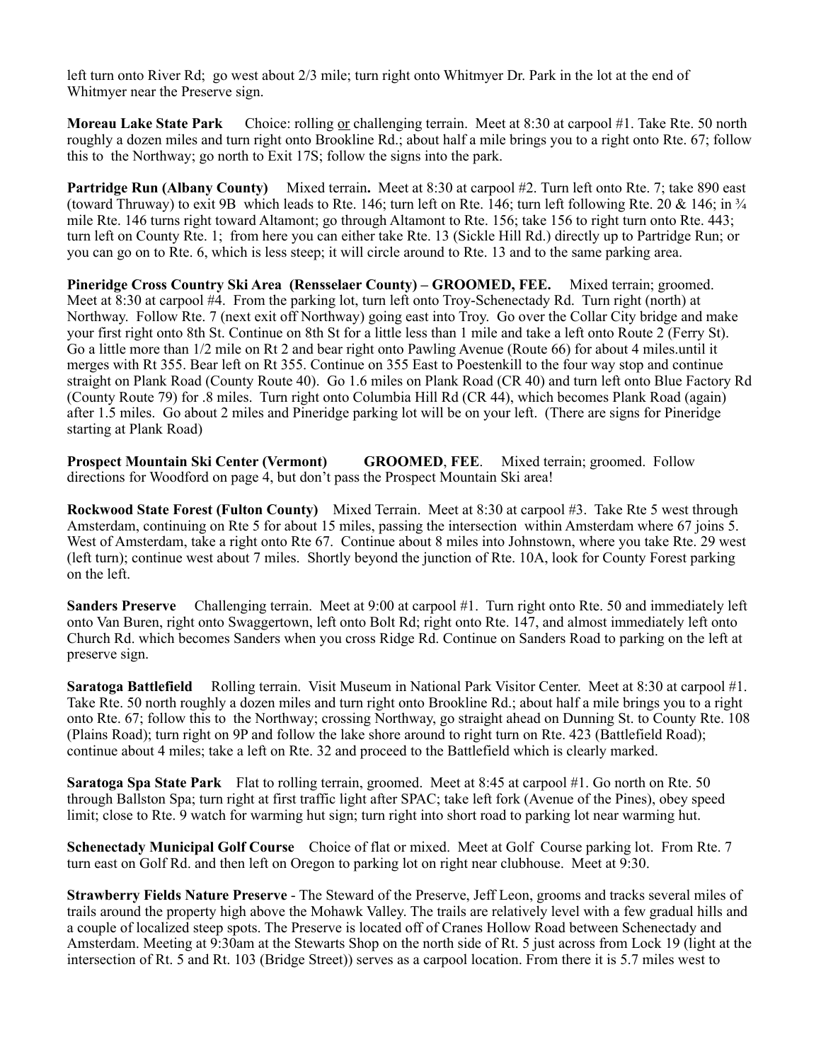left turn onto River Rd; go west about 2/3 mile; turn right onto Whitmyer Dr. Park in the lot at the end of Whitmyer near the Preserve sign.

**Moreau Lake State Park** Choice: rolling or challenging terrain. Meet at 8:30 at carpool #1. Take Rte. 50 north roughly a dozen miles and turn right onto Brookline Rd.; about half a mile brings you to a right onto Rte. 67; follow this to the Northway; go north to Exit 17S; follow the signs into the park.

**Partridge Run (Albany County)** Mixed terrain**.** Meet at 8:30 at carpool #2. Turn left onto Rte. 7; take 890 east (toward Thruway) to exit 9B which leads to Rte. 146; turn left on Rte. 146; turn left following Rte. 20 & 146; in ¾ mile Rte. 146 turns right toward Altamont; go through Altamont to Rte. 156; take 156 to right turn onto Rte. 443; turn left on County Rte. 1; from here you can either take Rte. 13 (Sickle Hill Rd.) directly up to Partridge Run; or you can go on to Rte. 6, which is less steep; it will circle around to Rte. 13 and to the same parking area.

**Pineridge Cross Country Ski Area (Rensselaer County) – GROOMED, FEE.** Mixed terrain; groomed. Meet at 8:30 at carpool #4. From the parking lot, turn left onto Troy-Schenectady Rd. Turn right (north) at Northway. Follow Rte. 7 (next exit off Northway) going east into Troy. Go over the Collar City bridge and make your first right onto 8th St. Continue on 8th St for a little less than 1 mile and take a left onto Route 2 (Ferry St). Go a little more than 1/2 mile on Rt 2 and bear right onto Pawling Avenue (Route 66) for about 4 miles.until it merges with Rt 355. Bear left on Rt 355. Continue on 355 East to Poestenkill to the four way stop and continue straight on Plank Road (County Route 40). Go 1.6 miles on Plank Road (CR 40) and turn left onto Blue Factory Rd (County Route 79) for .8 miles. Turn right onto Columbia Hill Rd (CR 44), which becomes Plank Road (again) after 1.5 miles. Go about 2 miles and Pineridge parking lot will be on your left. (There are signs for Pineridge starting at Plank Road)

**Prospect Mountain Ski Center (Vermont) GROOMED**, **FEE**. Mixed terrain; groomed. Follow directions for Woodford on page 4, but don't pass the Prospect Mountain Ski area!

**Rockwood State Forest (Fulton County)** Mixed Terrain. Meet at 8:30 at carpool #3. Take Rte 5 west through Amsterdam, continuing on Rte 5 for about 15 miles, passing the intersection within Amsterdam where 67 joins 5. West of Amsterdam, take a right onto Rte 67. Continue about 8 miles into Johnstown, where you take Rte. 29 west (left turn); continue west about 7 miles. Shortly beyond the junction of Rte. 10A, look for County Forest parking on the left.

**Sanders Preserve** Challenging terrain. Meet at 9:00 at carpool #1. Turn right onto Rte. 50 and immediately left onto Van Buren, right onto Swaggertown, left onto Bolt Rd; right onto Rte. 147, and almost immediately left onto Church Rd. which becomes Sanders when you cross Ridge Rd. Continue on Sanders Road to parking on the left at preserve sign.

**Saratoga Battlefield** Rolling terrain. Visit Museum in National Park Visitor Center. Meet at 8:30 at carpool #1. Take Rte. 50 north roughly a dozen miles and turn right onto Brookline Rd.; about half a mile brings you to a right onto Rte. 67; follow this to the Northway; crossing Northway, go straight ahead on Dunning St. to County Rte. 108 (Plains Road); turn right on 9P and follow the lake shore around to right turn on Rte. 423 (Battlefield Road); continue about 4 miles; take a left on Rte. 32 and proceed to the Battlefield which is clearly marked.

**Saratoga Spa State Park** Flat to rolling terrain, groomed. Meet at 8:45 at carpool #1. Go north on Rte. 50 through Ballston Spa; turn right at first traffic light after SPAC; take left fork (Avenue of the Pines), obey speed limit; close to Rte. 9 watch for warming hut sign; turn right into short road to parking lot near warming hut.

**Schenectady Municipal Golf Course** Choice of flat or mixed. Meet at Golf Course parking lot. From Rte. 7 turn east on Golf Rd. and then left on Oregon to parking lot on right near clubhouse. Meet at 9:30.

**Strawberry Fields Nature Preserve** - The Steward of the Preserve, Jeff Leon, grooms and tracks several miles of trails around the property high above the Mohawk Valley. The trails are relatively level with a few gradual hills and a couple of localized steep spots. The Preserve is located off of Cranes Hollow Road between Schenectady and Amsterdam. Meeting at 9:30am at the Stewarts Shop on the north side of Rt. 5 just across from Lock 19 (light at the intersection of Rt. 5 and Rt. 103 (Bridge Street)) serves as a carpool location. From there it is 5.7 miles west to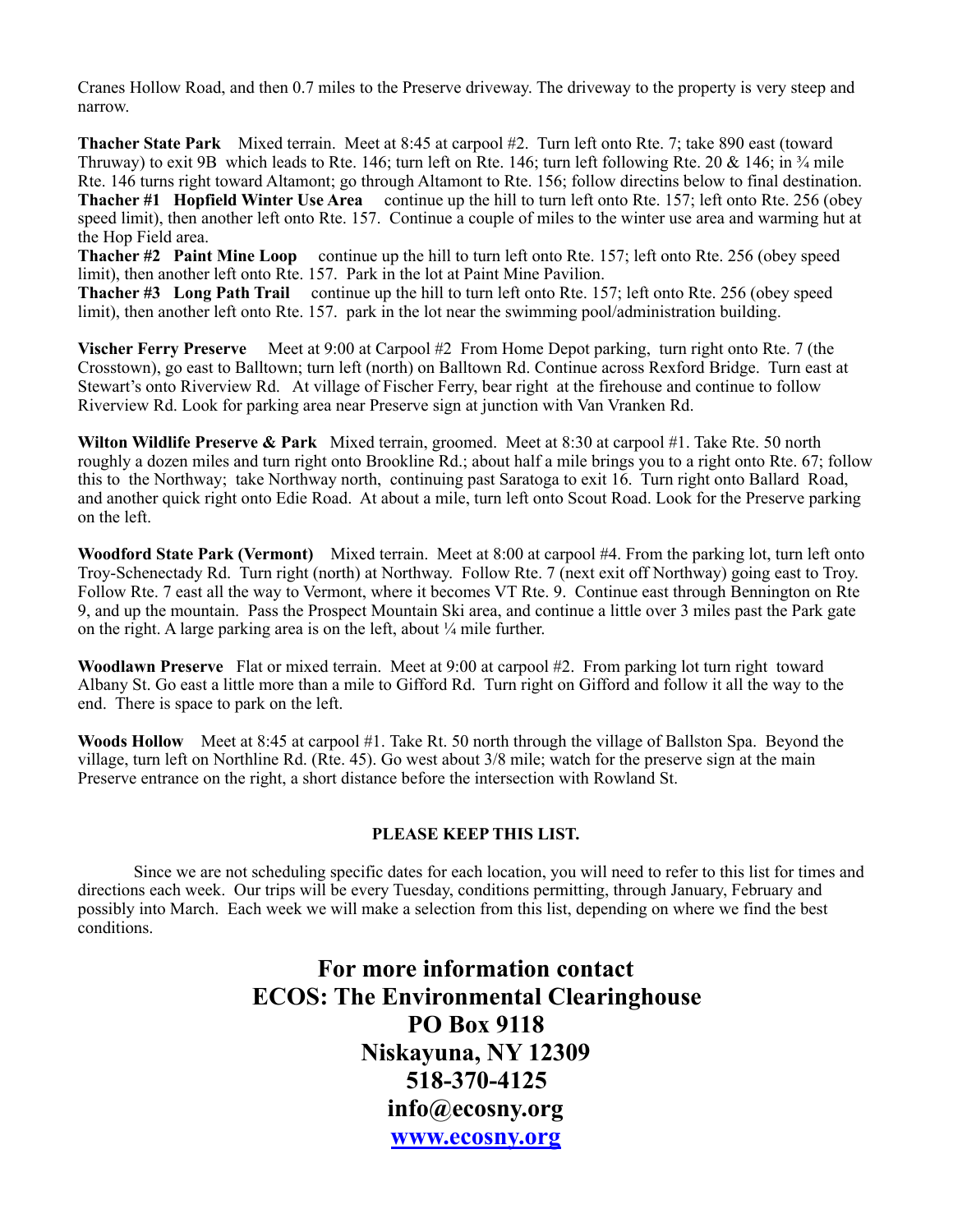Cranes Hollow Road, and then 0.7 miles to the Preserve driveway. The driveway to the property is very steep and narrow.

**Thacher State Park** Mixed terrain. Meet at 8:45 at carpool #2. Turn left onto Rte. 7; take 890 east (toward Thruway) to exit 9B which leads to Rte. 146; turn left on Rte. 146; turn left following Rte. 20 & 146; in ¾ mile Rte. 146 turns right toward Altamont; go through Altamont to Rte. 156; follow directins below to final destination.
**Thacher #1 Hopfield Winter Use Area** continue up the hill to turn left onto Rte. 157; left onto Rte. 256 (obey speed limit), then another left onto Rte. 157. Continue a couple of miles to the winter use area and warming hut at the Hop Field area.
**Thacher #2 Paint Mine Loop** continue up the hill to turn left onto Rte. 157; left onto Rte. 256 (obey speed limit), then another left onto Rte. 157. Park in the lot at Paint Mine Pavilion.
**Thacher #3 Long Path Trail** continue up the hill to turn left onto Rte. 157; left onto Rte. 256 (obey speed limit), then another left onto Rte. 157. park in the lot near the swimming pool/administration building.

**Vischer Ferry Preserve** Meet at 9:00 at Carpool #2 From Home Depot parking, turn right onto Rte. 7 (the Crosstown), go east to Balltown; turn left (north) on Balltown Rd. Continue across Rexford Bridge. Turn east at Stewart's onto Riverview Rd. At village of Fischer Ferry, bear right at the firehouse and continue to follow Riverview Rd. Look for parking area near Preserve sign at junction with Van Vranken Rd.

**Wilton Wildlife Preserve & Park** Mixed terrain, groomed. Meet at 8:30 at carpool #1. Take Rte. 50 north roughly a dozen miles and turn right onto Brookline Rd.; about half a mile brings you to a right onto Rte. 67; follow this to the Northway; take Northway north, continuing past Saratoga to exit 16. Turn right onto Ballard Road, and another quick right onto Edie Road. At about a mile, turn left onto Scout Road. Look for the Preserve parking on the left.

**Woodford State Park (Vermont)** Mixed terrain. Meet at 8:00 at carpool #4. From the parking lot, turn left onto Troy-Schenectady Rd. Turn right (north) at Northway. Follow Rte. 7 (next exit off Northway) going east to Troy. Follow Rte. 7 east all the way to Vermont, where it becomes VT Rte. 9. Continue east through Bennington on Rte 9, and up the mountain. Pass the Prospect Mountain Ski area, and continue a little over 3 miles past the Park gate on the right. A large parking area is on the left, about ¼ mile further.

**Woodlawn Preserve** Flat or mixed terrain. Meet at 9:00 at carpool #2. From parking lot turn right toward Albany St. Go east a little more than a mile to Gifford Rd. Turn right on Gifford and follow it all the way to the end. There is space to park on the left.

**Woods Hollow** Meet at 8:45 at carpool #1. Take Rt. 50 north through the village of Ballston Spa. Beyond the village, turn left on Northline Rd. (Rte. 45). Go west about 3/8 mile; watch for the preserve sign at the main Preserve entrance on the right, a short distance before the intersection with Rowland St.

**PLEASE KEEP THIS LIST.**

Since we are not scheduling specific dates for each location, you will need to refer to this list for times and directions each week. Our trips will be every Tuesday, conditions permitting, through January, February and possibly into March. Each week we will make a selection from this list, depending on where we find the best conditions.

**For more information contact**
**ECOS: The Environmental Clearinghouse**
**PO Box 9118**
**Niskayuna, NY 12309**
**518-370-4125**
**info@ecosny.org**
**[www.ecosny.org](http://www.ecosny.org)**